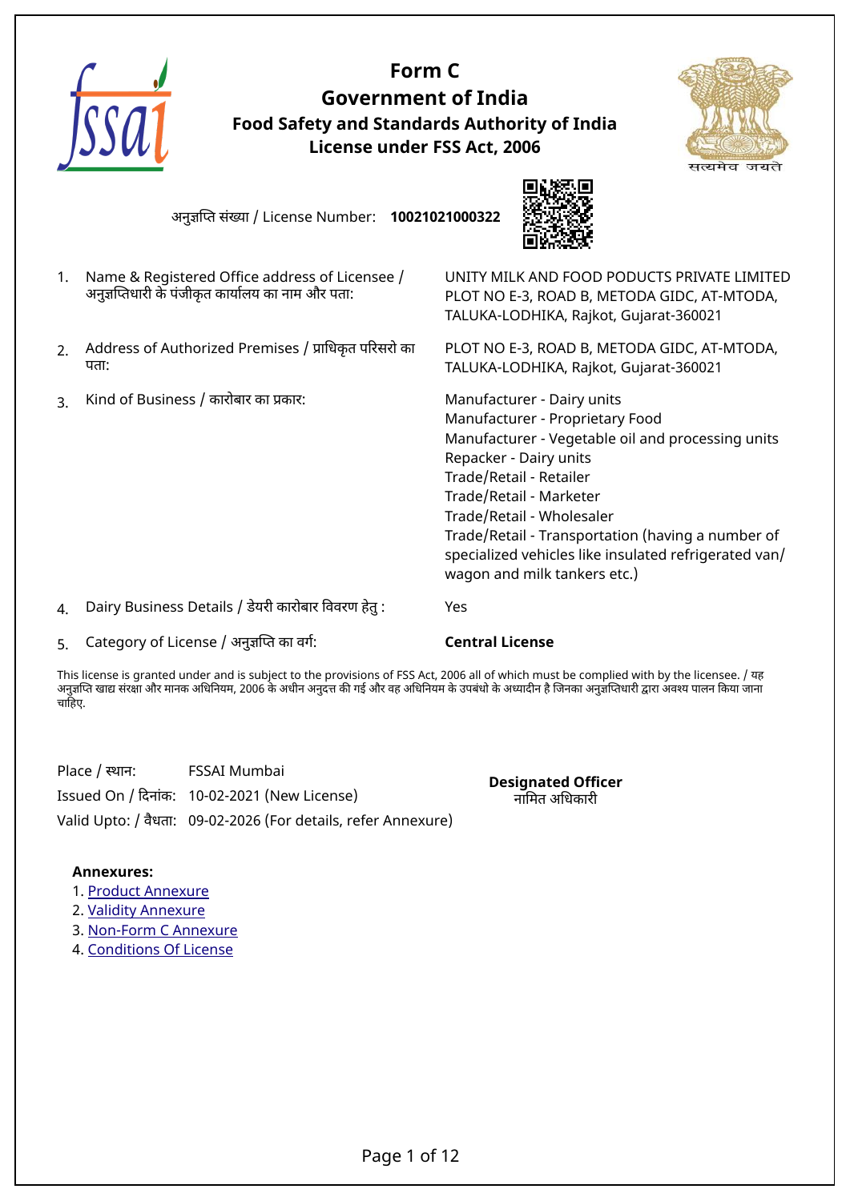# Form C
## Government of India
### Food Safety and Standards Authority of India
### License under FSS Act, 2006

अनुज्ञप्ति संख्या / License Number: **10021021000322**

1. Name & Registered Office address of Licensee / अनुज्ञप्तिधारी के पंजीकृत कार्यालय का नाम और पता: UNITY MILK AND FOOD PODUCTS PRIVATE LIMITED PLOT NO E-3, ROAD B, METODA GIDC, AT-MTODA, TALUKA-LODHIKA, Rajkot, Gujarat-360021

2. Address of Authorized Premises / प्राधिकृत परिसरो का पता: PLOT NO E-3, ROAD B, METODA GIDC, AT-MTODA, TALUKA-LODHIKA, Rajkot, Gujarat-360021

3. Kind of Business / कारोबार का प्रकार:
   Manufacturer - Dairy units
   Manufacturer - Proprietary Food
   Manufacturer - Vegetable oil and processing units
   Repacker - Dairy units
   Trade/Retail - Retailer
   Trade/Retail - Marketer
   Trade/Retail - Wholesaler
   Trade/Retail - Transportation (having a number of specialized vehicles like insulated refrigerated van/ wagon and milk tankers etc.)

4. Dairy Business Details / डेयरी कारोबार विवरण हेतु : Yes

5. Category of License / अनुज्ञप्ति का वर्ग: **Central License**

This license is granted under and is subject to the provisions of FSS Act, 2006 all of which must be complied with by the licensee. / यह अनुज्ञप्ति खाद्य संरक्षा और मानक अधिनियम, 2006 के अधीन अनुदत्त की गई और वह अधिनियम के उपबंधो के अध्यादीन है जिनका अनुज्ञप्तिधारी द्वारा अवश्य पालन किया जाना चाहिए.

Place / स्थान: FSSAI Mumbai
Issued On / दिनांक: 10-02-2021 (New License)
Valid Upto: / वैधता: 09-02-2026 (For details, refer Annexure)

**Designated Officer**
नामित अधिकारी

**Annexures:**

1. Product Annexure
2. Validity Annexure
3. Non-Form C Annexure
4. Conditions Of License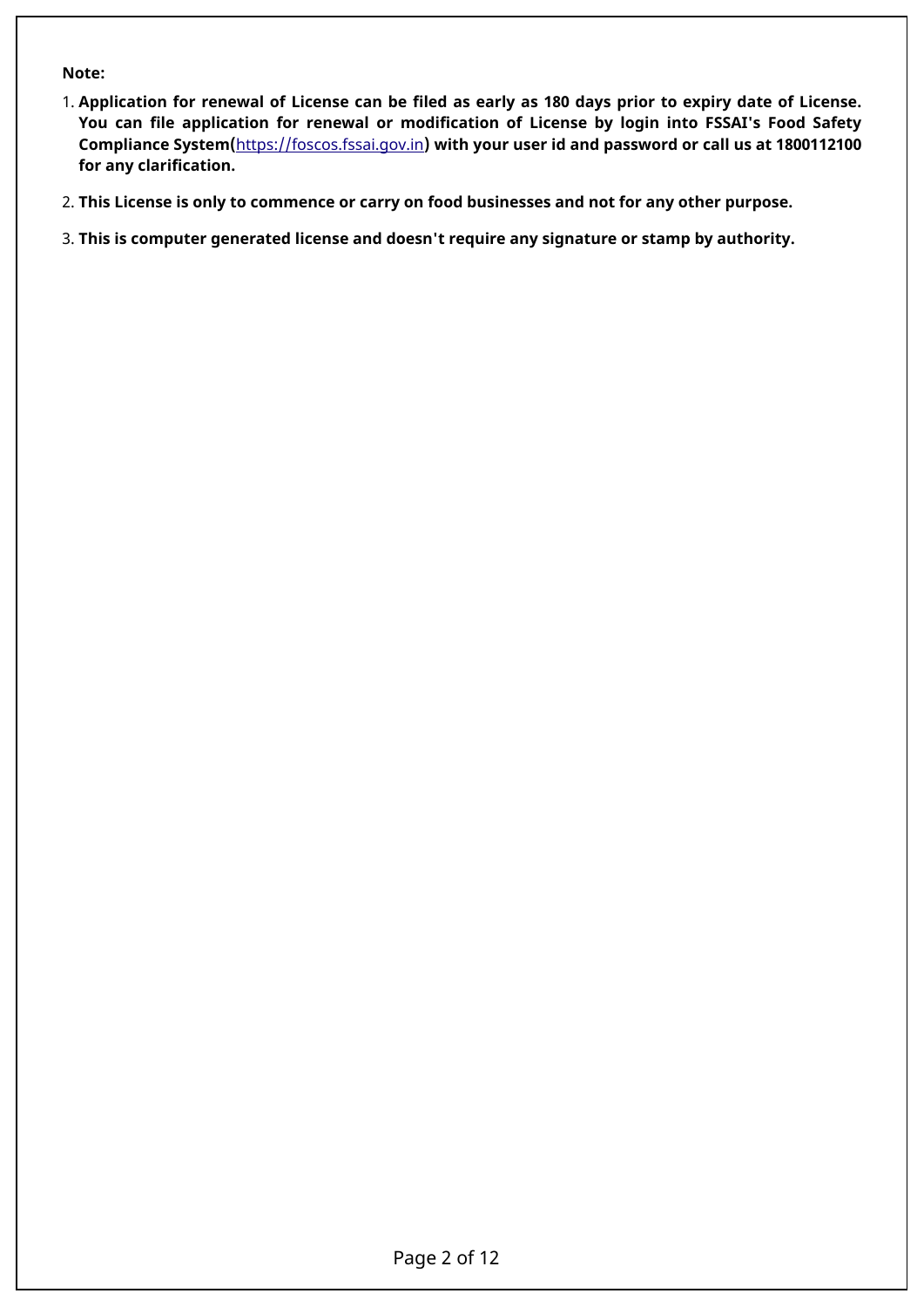**Note:**

1. **Application for renewal of License can be filed as early as 180 days prior to expiry date of License. You can file application for renewal or modification of License by login into FSSAI's Food Safety Compliance System(**https://foscos.fssai.gov.in**) with your user id and password or call us at 1800112100 for any clarification.**

2. **This License is only to commence or carry on food businesses and not for any other purpose.**

3. **This is computer generated license and doesn't require any signature or stamp by authority.**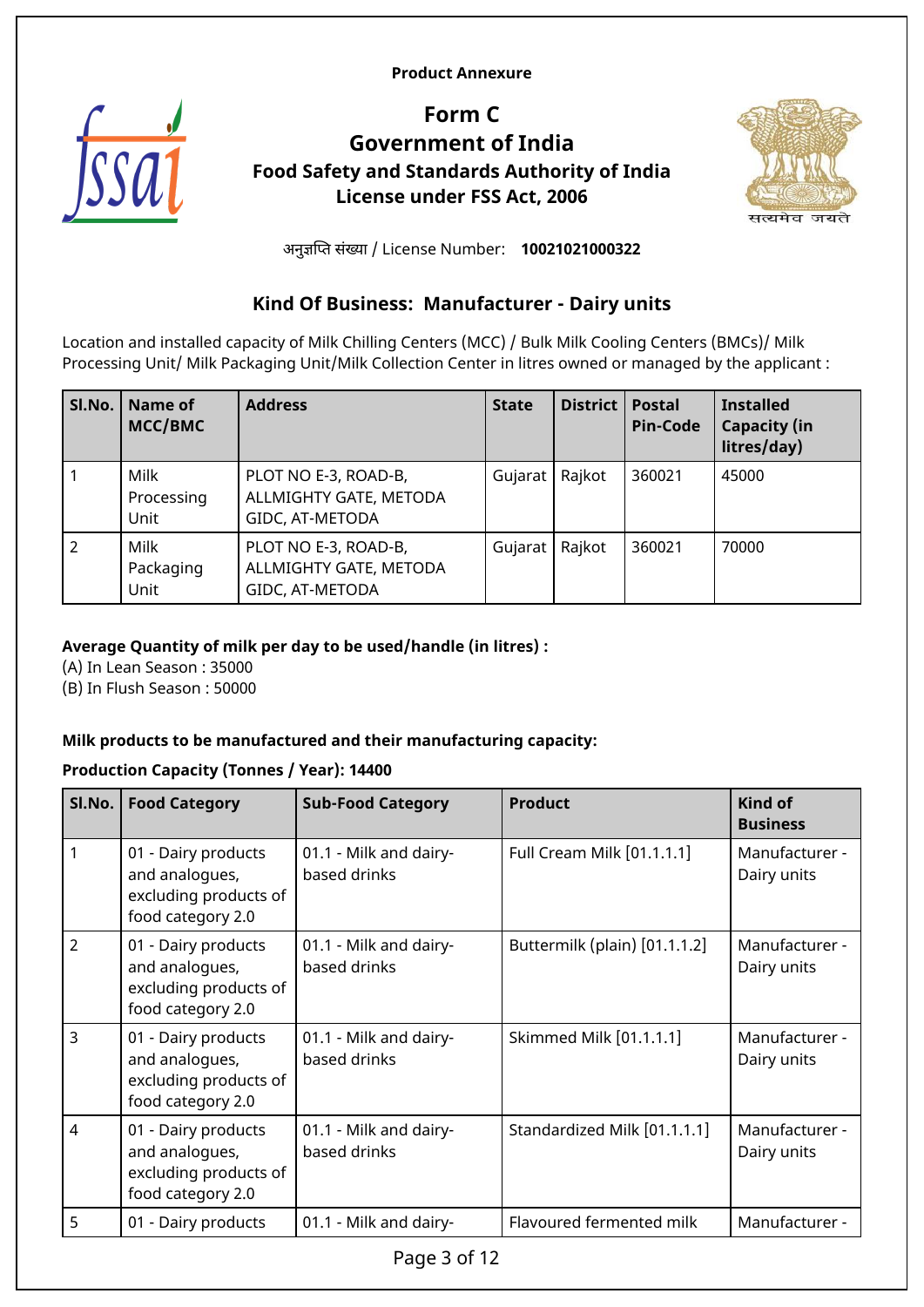**Product Annexure**

# Form C
## Government of India
### Food Safety and Standards Authority of India
### License under FSS Act, 2006

अनुज्ञप्ति संख्या / License Number: **10021021000322**

## Kind Of Business: Manufacturer - Dairy units

Location and installed capacity of Milk Chilling Centers (MCC) / Bulk Milk Cooling Centers (BMCs)/ Milk Processing Unit/ Milk Packaging Unit/Milk Collection Center in litres owned or managed by the applicant :

| Sl.No. | Name of MCC/BMC | Address | State | District | Postal Pin-Code | Installed Capacity (in litres/day) |
|---|---|---|---|---|---|---|
| 1 | Milk Processing Unit | PLOT NO E-3, ROAD-B, ALLMIGHTY GATE, METODA GIDC, AT-METODA | Gujarat | Rajkot | 360021 | 45000 |
| 2 | Milk Packaging Unit | PLOT NO E-3, ROAD-B, ALLMIGHTY GATE, METODA GIDC, AT-METODA | Gujarat | Rajkot | 360021 | 70000 |

**Average Quantity of milk per day to be used/handle (in litres) :**

(A) In Lean Season : 35000

(B) In Flush Season : 50000

**Milk products to be manufactured and their manufacturing capacity:**

**Production Capacity (Tonnes / Year): 14400**

| Sl.No. | Food Category | Sub-Food Category | Product | Kind of Business |
|---|---|---|---|---|
| 1 | 01 - Dairy products and analogues, excluding products of food category 2.0 | 01.1 - Milk and dairy-based drinks | Full Cream Milk [01.1.1.1] | Manufacturer - Dairy units |
| 2 | 01 - Dairy products and analogues, excluding products of food category 2.0 | 01.1 - Milk and dairy-based drinks | Buttermilk (plain) [01.1.1.2] | Manufacturer - Dairy units |
| 3 | 01 - Dairy products and analogues, excluding products of food category 2.0 | 01.1 - Milk and dairy-based drinks | Skimmed Milk [01.1.1.1] | Manufacturer - Dairy units |
| 4 | 01 - Dairy products and analogues, excluding products of food category 2.0 | 01.1 - Milk and dairy-based drinks | Standardized Milk [01.1.1.1] | Manufacturer - Dairy units |
| 5 | 01 - Dairy products | 01.1 - Milk and dairy- | Flavoured fermented milk | Manufacturer - |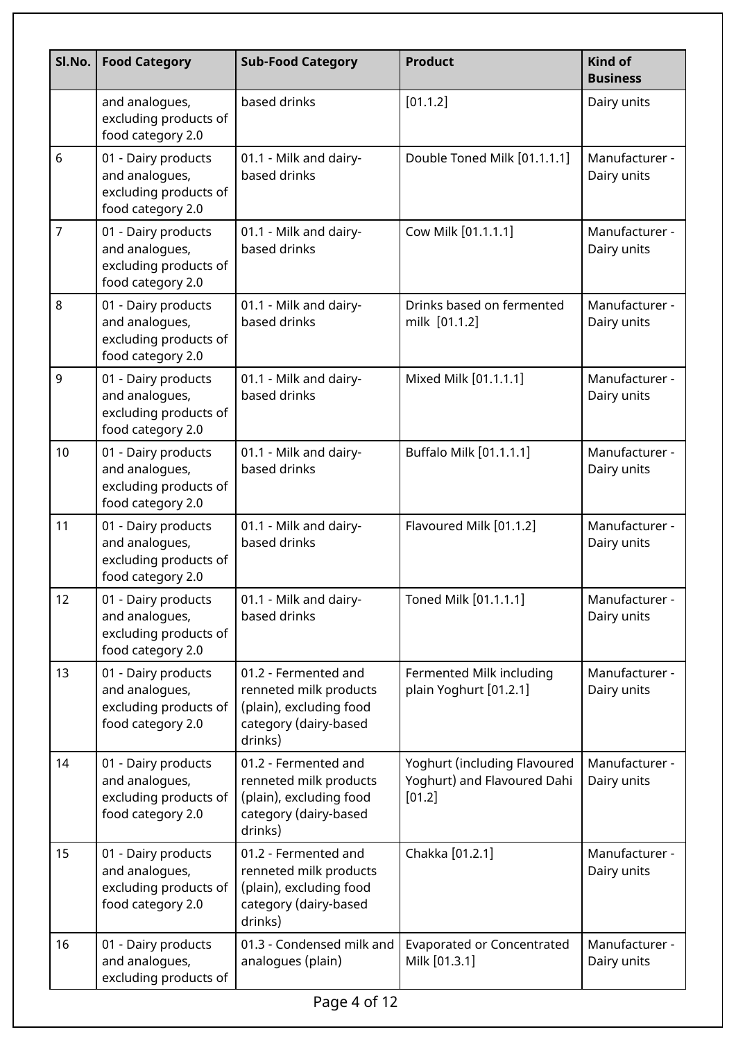| Sl.No. | Food Category | Sub-Food Category | Product | Kind of Business |
|---|---|---|---|---|
| | and analogues, excluding products of food category 2.0 | based drinks | [01.1.2] | Dairy units |
| 6 | 01 - Dairy products and analogues, excluding products of food category 2.0 | 01.1 - Milk and dairy-based drinks | Double Toned Milk [01.1.1.1] | Manufacturer - Dairy units |
| 7 | 01 - Dairy products and analogues, excluding products of food category 2.0 | 01.1 - Milk and dairy-based drinks | Cow Milk [01.1.1.1] | Manufacturer - Dairy units |
| 8 | 01 - Dairy products and analogues, excluding products of food category 2.0 | 01.1 - Milk and dairy-based drinks | Drinks based on fermented milk [01.1.2] | Manufacturer - Dairy units |
| 9 | 01 - Dairy products and analogues, excluding products of food category 2.0 | 01.1 - Milk and dairy-based drinks | Mixed Milk [01.1.1.1] | Manufacturer - Dairy units |
| 10 | 01 - Dairy products and analogues, excluding products of food category 2.0 | 01.1 - Milk and dairy-based drinks | Buffalo Milk [01.1.1.1] | Manufacturer - Dairy units |
| 11 | 01 - Dairy products and analogues, excluding products of food category 2.0 | 01.1 - Milk and dairy-based drinks | Flavoured Milk [01.1.2] | Manufacturer - Dairy units |
| 12 | 01 - Dairy products and analogues, excluding products of food category 2.0 | 01.1 - Milk and dairy-based drinks | Toned Milk [01.1.1.1] | Manufacturer - Dairy units |
| 13 | 01 - Dairy products and analogues, excluding products of food category 2.0 | 01.2 - Fermented and renneted milk products (plain), excluding food category (dairy-based drinks) | Fermented Milk including plain Yoghurt [01.2.1] | Manufacturer - Dairy units |
| 14 | 01 - Dairy products and analogues, excluding products of food category 2.0 | 01.2 - Fermented and renneted milk products (plain), excluding food category (dairy-based drinks) | Yoghurt (including Flavoured Yoghurt) and Flavoured Dahi [01.2] | Manufacturer - Dairy units |
| 15 | 01 - Dairy products and analogues, excluding products of food category 2.0 | 01.2 - Fermented and renneted milk products (plain), excluding food category (dairy-based drinks) | Chakka [01.2.1] | Manufacturer - Dairy units |
| 16 | 01 - Dairy products and analogues, excluding products of | 01.3 - Condensed milk and analogues (plain) | Evaporated or Concentrated Milk [01.3.1] | Manufacturer - Dairy units |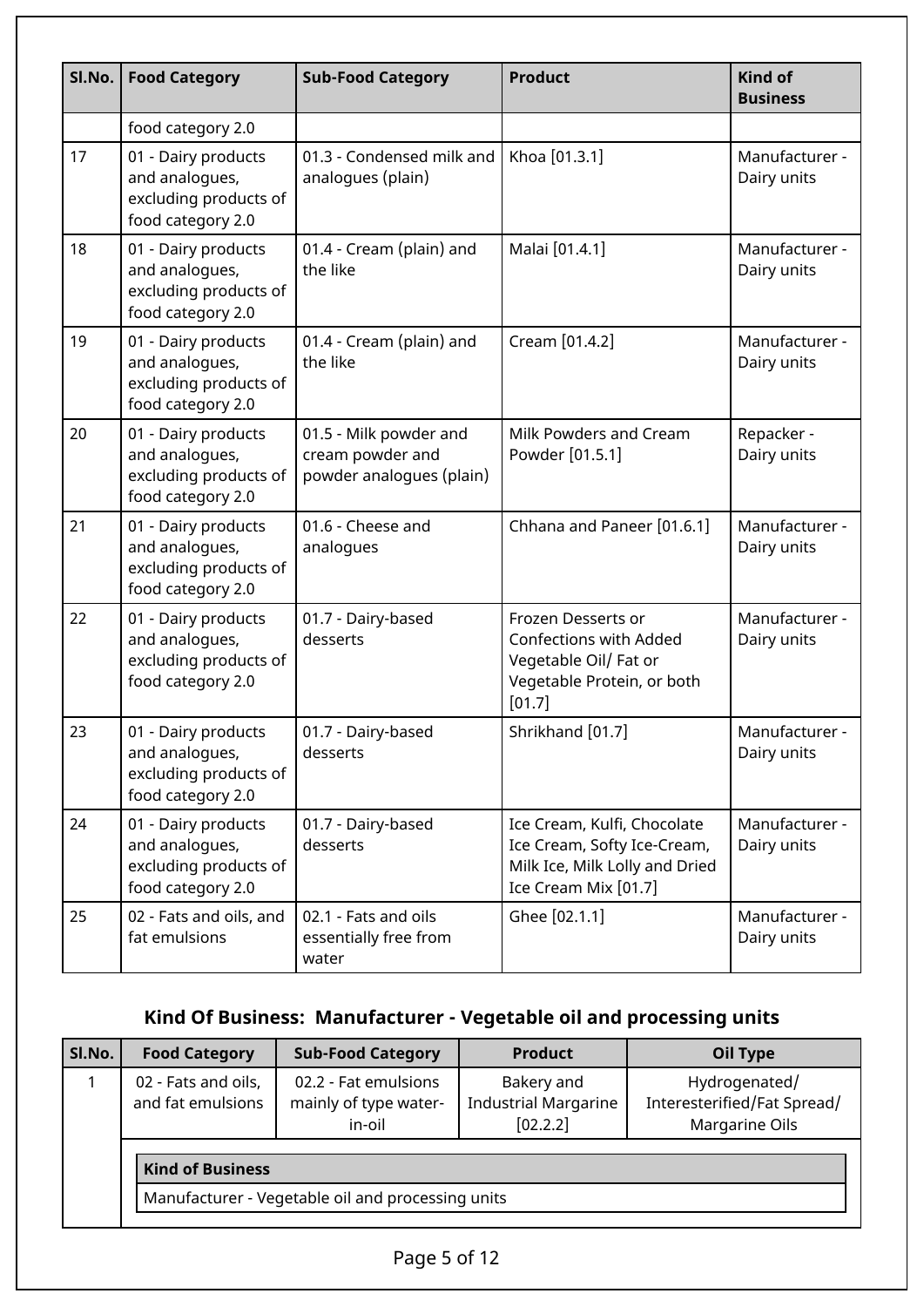| Sl.No. | Food Category | Sub-Food Category | Product | Kind of Business |
|---|---|---|---|---|
| | food category 2.0 | | | |
| 17 | 01 - Dairy products and analogues, excluding products of food category 2.0 | 01.3 - Condensed milk and analogues (plain) | Khoa [01.3.1] | Manufacturer - Dairy units |
| 18 | 01 - Dairy products and analogues, excluding products of food category 2.0 | 01.4 - Cream (plain) and the like | Malai [01.4.1] | Manufacturer - Dairy units |
| 19 | 01 - Dairy products and analogues, excluding products of food category 2.0 | 01.4 - Cream (plain) and the like | Cream [01.4.2] | Manufacturer - Dairy units |
| 20 | 01 - Dairy products and analogues, excluding products of food category 2.0 | 01.5 - Milk powder and cream powder and powder analogues (plain) | Milk Powders and Cream Powder [01.5.1] | Repacker - Dairy units |
| 21 | 01 - Dairy products and analogues, excluding products of food category 2.0 | 01.6 - Cheese and analogues | Chhana and Paneer [01.6.1] | Manufacturer - Dairy units |
| 22 | 01 - Dairy products and analogues, excluding products of food category 2.0 | 01.7 - Dairy-based desserts | Frozen Desserts or Confections with Added Vegetable Oil/ Fat or Vegetable Protein, or both [01.7] | Manufacturer - Dairy units |
| 23 | 01 - Dairy products and analogues, excluding products of food category 2.0 | 01.7 - Dairy-based desserts | Shrikhand [01.7] | Manufacturer - Dairy units |
| 24 | 01 - Dairy products and analogues, excluding products of food category 2.0 | 01.7 - Dairy-based desserts | Ice Cream, Kulfi, Chocolate Ice Cream, Softy Ice-Cream, Milk Ice, Milk Lolly and Dried Ice Cream Mix [01.7] | Manufacturer - Dairy units |
| 25 | 02 - Fats and oils, and fat emulsions | 02.1 - Fats and oils essentially free from water | Ghee [02.1.1] | Manufacturer - Dairy units |

### Kind Of Business: Manufacturer - Vegetable oil and processing units

| Sl.No. | Food Category | Sub-Food Category | Product | Oil Type |
|---|---|---|---|---|
| 1 | 02 - Fats and oils, and fat emulsions | 02.2 - Fat emulsions mainly of type water-in-oil | Bakery and Industrial Margarine [02.2.2] | Hydrogenated/ Interesterified/Fat Spread/ Margarine Oils |

| Kind of Business |
|---|
| Manufacturer - Vegetable oil and processing units |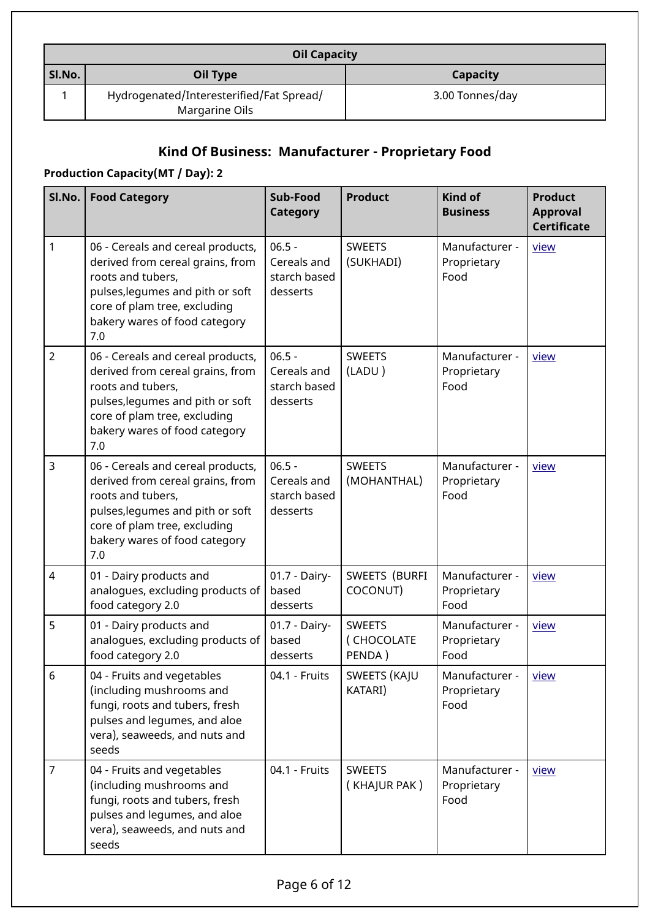| Oil Capacity | | |
|---|---|---|
| Sl.No. | Oil Type | Capacity |
| 1 | Hydrogenated/Interesterified/Fat Spread/ Margarine Oils | 3.00 Tonnes/day |

### Kind Of Business: Manufacturer - Proprietary Food

**Production Capacity(MT / Day): 2**

| Sl.No. | Food Category | Sub-Food Category | Product | Kind of Business | Product Approval Certificate |
|---|---|---|---|---|---|
| 1 | 06 - Cereals and cereal products, derived from cereal grains, from roots and tubers, pulses,legumes and pith or soft core of plam tree, excluding bakery wares of food category 7.0 | 06.5 - Cereals and starch based desserts | SWEETS (SUKHADI) | Manufacturer - Proprietary Food | view |
| 2 | 06 - Cereals and cereal products, derived from cereal grains, from roots and tubers, pulses,legumes and pith or soft core of plam tree, excluding bakery wares of food category 7.0 | 06.5 - Cereals and starch based desserts | SWEETS (LADU ) | Manufacturer - Proprietary Food | view |
| 3 | 06 - Cereals and cereal products, derived from cereal grains, from roots and tubers, pulses,legumes and pith or soft core of plam tree, excluding bakery wares of food category 7.0 | 06.5 - Cereals and starch based desserts | SWEETS (MOHANTHAL) | Manufacturer - Proprietary Food | view |
| 4 | 01 - Dairy products and analogues, excluding products of food category 2.0 | 01.7 - Dairy-based desserts | SWEETS (BURFI COCONUT) | Manufacturer - Proprietary Food | view |
| 5 | 01 - Dairy products and analogues, excluding products of food category 2.0 | 01.7 - Dairy-based desserts | SWEETS ( CHOCOLATE PENDA ) | Manufacturer - Proprietary Food | view |
| 6 | 04 - Fruits and vegetables (including mushrooms and fungi, roots and tubers, fresh pulses and legumes, and aloe vera), seaweeds, and nuts and seeds | 04.1 - Fruits | SWEETS (KAJU KATARI) | Manufacturer - Proprietary Food | view |
| 7 | 04 - Fruits and vegetables (including mushrooms and fungi, roots and tubers, fresh pulses and legumes, and aloe vera), seaweeds, and nuts and seeds | 04.1 - Fruits | SWEETS ( KHAJUR PAK ) | Manufacturer - Proprietary Food | view |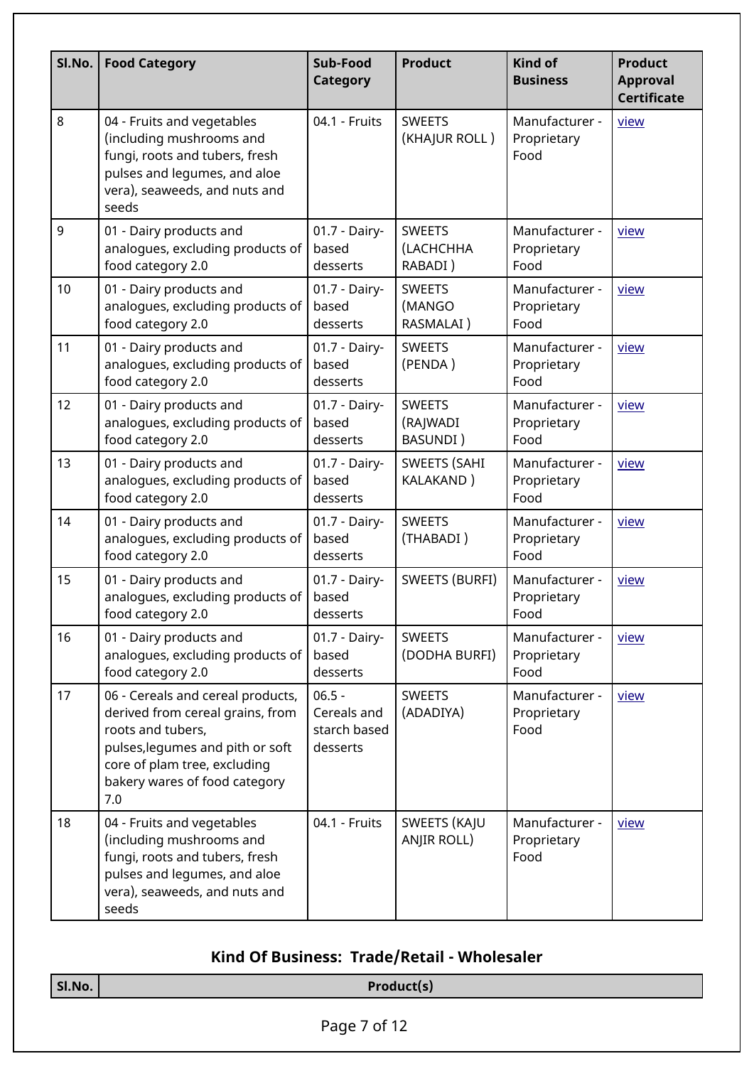| Sl.No. | Food Category | Sub-Food Category | Product | Kind of Business | Product Approval Certificate |
|---|---|---|---|---|---|
| 8 | 04 - Fruits and vegetables (including mushrooms and fungi, roots and tubers, fresh pulses and legumes, and aloe vera), seaweeds, and nuts and seeds | 04.1 - Fruits | SWEETS (KHAJUR ROLL ) | Manufacturer - Proprietary Food | view |
| 9 | 01 - Dairy products and analogues, excluding products of food category 2.0 | 01.7 - Dairy-based desserts | SWEETS (LACHCHHA RABADI ) | Manufacturer - Proprietary Food | view |
| 10 | 01 - Dairy products and analogues, excluding products of food category 2.0 | 01.7 - Dairy-based desserts | SWEETS (MANGO RASMALAI ) | Manufacturer - Proprietary Food | view |
| 11 | 01 - Dairy products and analogues, excluding products of food category 2.0 | 01.7 - Dairy-based desserts | SWEETS (PENDA ) | Manufacturer - Proprietary Food | view |
| 12 | 01 - Dairy products and analogues, excluding products of food category 2.0 | 01.7 - Dairy-based desserts | SWEETS (RAJWADI BASUNDI ) | Manufacturer - Proprietary Food | view |
| 13 | 01 - Dairy products and analogues, excluding products of food category 2.0 | 01.7 - Dairy-based desserts | SWEETS (SAHI KALAKAND ) | Manufacturer - Proprietary Food | view |
| 14 | 01 - Dairy products and analogues, excluding products of food category 2.0 | 01.7 - Dairy-based desserts | SWEETS (THABADI ) | Manufacturer - Proprietary Food | view |
| 15 | 01 - Dairy products and analogues, excluding products of food category 2.0 | 01.7 - Dairy-based desserts | SWEETS (BURFI) | Manufacturer - Proprietary Food | view |
| 16 | 01 - Dairy products and analogues, excluding products of food category 2.0 | 01.7 - Dairy-based desserts | SWEETS (DODHA BURFI) | Manufacturer - Proprietary Food | view |
| 17 | 06 - Cereals and cereal products, derived from cereal grains, from roots and tubers, pulses,legumes and pith or soft core of plam tree, excluding bakery wares of food category 7.0 | 06.5 - Cereals and starch based desserts | SWEETS (ADADIYA) | Manufacturer - Proprietary Food | view |
| 18 | 04 - Fruits and vegetables (including mushrooms and fungi, roots and tubers, fresh pulses and legumes, and aloe vera), seaweeds, and nuts and seeds | 04.1 - Fruits | SWEETS (KAJU ANJIR ROLL) | Manufacturer - Proprietary Food | view |

### Kind Of Business: Trade/Retail - Wholesaler

| Sl.No. | Product(s) |
|---|---|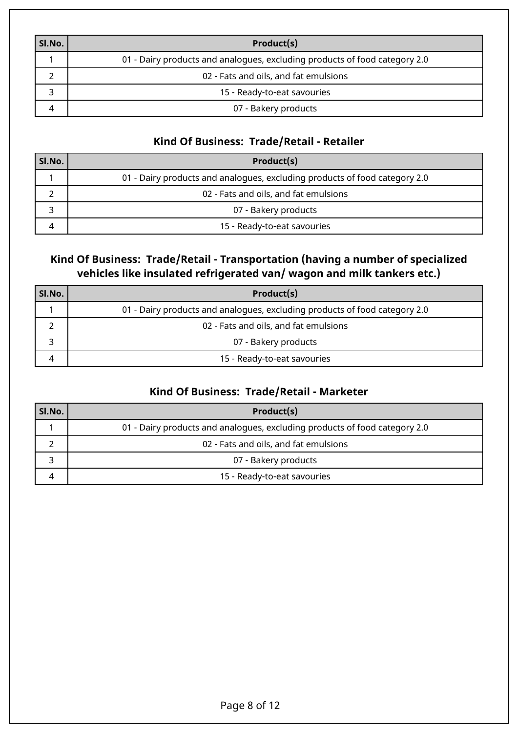| Sl.No. | Product(s) |
|---|---|
| 1 | 01 - Dairy products and analogues, excluding products of food category 2.0 |
| 2 | 02 - Fats and oils, and fat emulsions |
| 3 | 15 - Ready-to-eat savouries |
| 4 | 07 - Bakery products |

### Kind Of Business: Trade/Retail - Retailer

| Sl.No. | Product(s) |
|---|---|
| 1 | 01 - Dairy products and analogues, excluding products of food category 2.0 |
| 2 | 02 - Fats and oils, and fat emulsions |
| 3 | 07 - Bakery products |
| 4 | 15 - Ready-to-eat savouries |

### Kind Of Business: Trade/Retail - Transportation (having a number of specialized vehicles like insulated refrigerated van/ wagon and milk tankers etc.)

| Sl.No. | Product(s) |
|---|---|
| 1 | 01 - Dairy products and analogues, excluding products of food category 2.0 |
| 2 | 02 - Fats and oils, and fat emulsions |
| 3 | 07 - Bakery products |
| 4 | 15 - Ready-to-eat savouries |

### Kind Of Business: Trade/Retail - Marketer

| Sl.No. | Product(s) |
|---|---|
| 1 | 01 - Dairy products and analogues, excluding products of food category 2.0 |
| 2 | 02 - Fats and oils, and fat emulsions |
| 3 | 07 - Bakery products |
| 4 | 15 - Ready-to-eat savouries |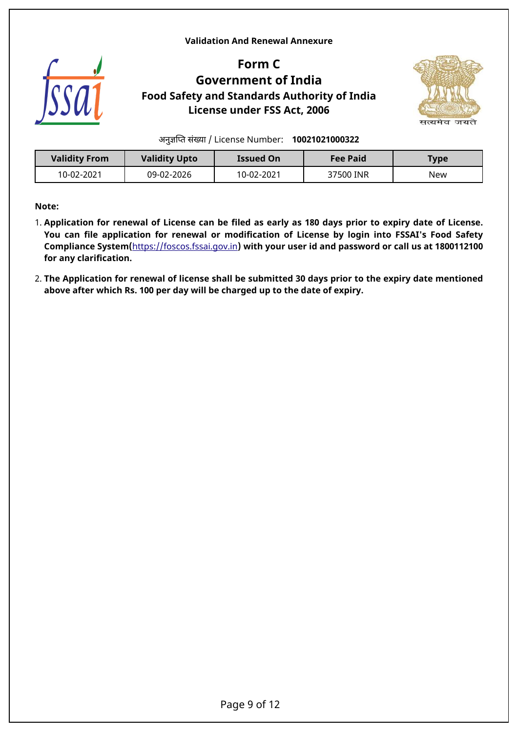**Validation And Renewal Annexure**

# Form C

## Government of India

### Food Safety and Standards Authority of India

### License under FSS Act, 2006

अनुज्ञप्ति संख्या / License Number: **10021021000322**

| Validity From | Validity Upto | Issued On | Fee Paid | Type |
| --- | --- | --- | --- | --- |
| 10-02-2021 | 09-02-2026 | 10-02-2021 | 37500 INR | New |

**Note:**

1. **Application for renewal of License can be filed as early as 180 days prior to expiry date of License. You can file application for renewal or modification of License by login into FSSAI's Food Safety Compliance System([https://foscos.fssai.gov.in](https://foscos.fssai.gov.in)) with your user id and password or call us at 1800112100 for any clarification.**
2. **The Application for renewal of license shall be submitted 30 days prior to the expiry date mentioned above after which Rs. 100 per day will be charged up to the date of expiry.**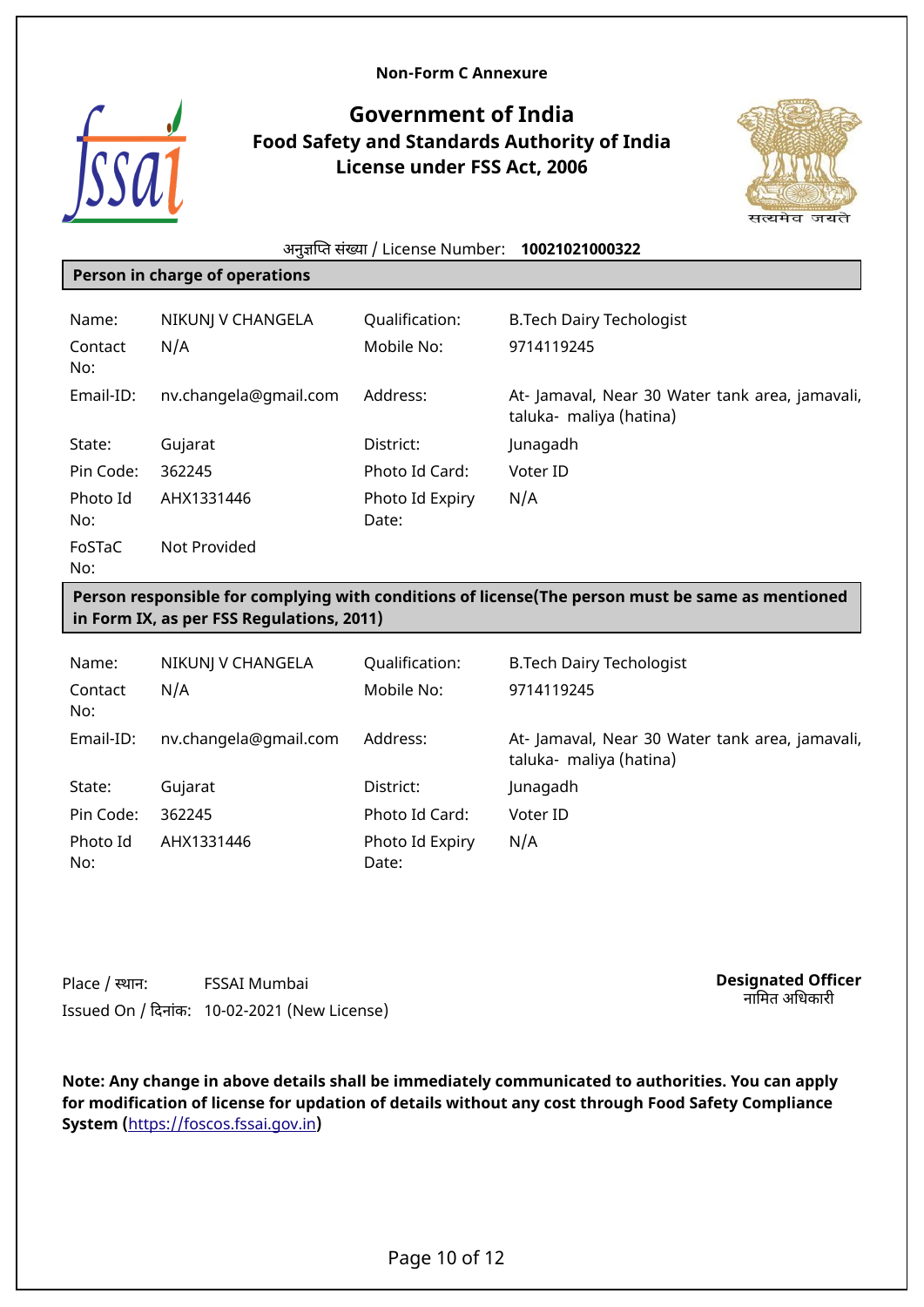**Non-Form C Annexure**

# Government of India

## Food Safety and Standards Authority of India

### License under FSS Act, 2006

अनुज्ञप्ति संख्या / License Number: **10021021000322**

**Person in charge of operations**

| | | | |
|---|---|---|---|
| Name: | NIKUNJ V CHANGELA | Qualification: | B.Tech Dairy Techologist |
| Contact No: | N/A | Mobile No: | 9714119245 |
| Email-ID: | nv.changela@gmail.com | Address: | At- Jamaval, Near 30 Water tank area, jamavali, taluka- maliya (hatina) |
| State: | Gujarat | District: | Junagadh |
| Pin Code: | 362245 | Photo Id Card: | Voter ID |
| Photo Id No: | AHX1331446 | Photo Id Expiry Date: | N/A |
| FoSTaC No: | Not Provided | | |

**Person responsible for complying with conditions of license(The person must be same as mentioned in Form IX, as per FSS Regulations, 2011)**

| | | | |
|---|---|---|---|
| Name: | NIKUNJ V CHANGELA | Qualification: | B.Tech Dairy Techologist |
| Contact No: | N/A | Mobile No: | 9714119245 |
| Email-ID: | nv.changela@gmail.com | Address: | At- Jamaval, Near 30 Water tank area, jamavali, taluka- maliya (hatina) |
| State: | Gujarat | District: | Junagadh |
| Pin Code: | 362245 | Photo Id Card: | Voter ID |
| Photo Id No: | AHX1331446 | Photo Id Expiry Date: | N/A |

Place / स्थान: FSSAI Mumbai

Issued On / दिनांक: 10-02-2021 (New License)

**Designated Officer**
नामित अधिकारी

**Note: Any change in above details shall be immediately communicated to authorities. You can apply for modification of license for updation of details without any cost through Food Safety Compliance System (https://foscos.fssai.gov.in)**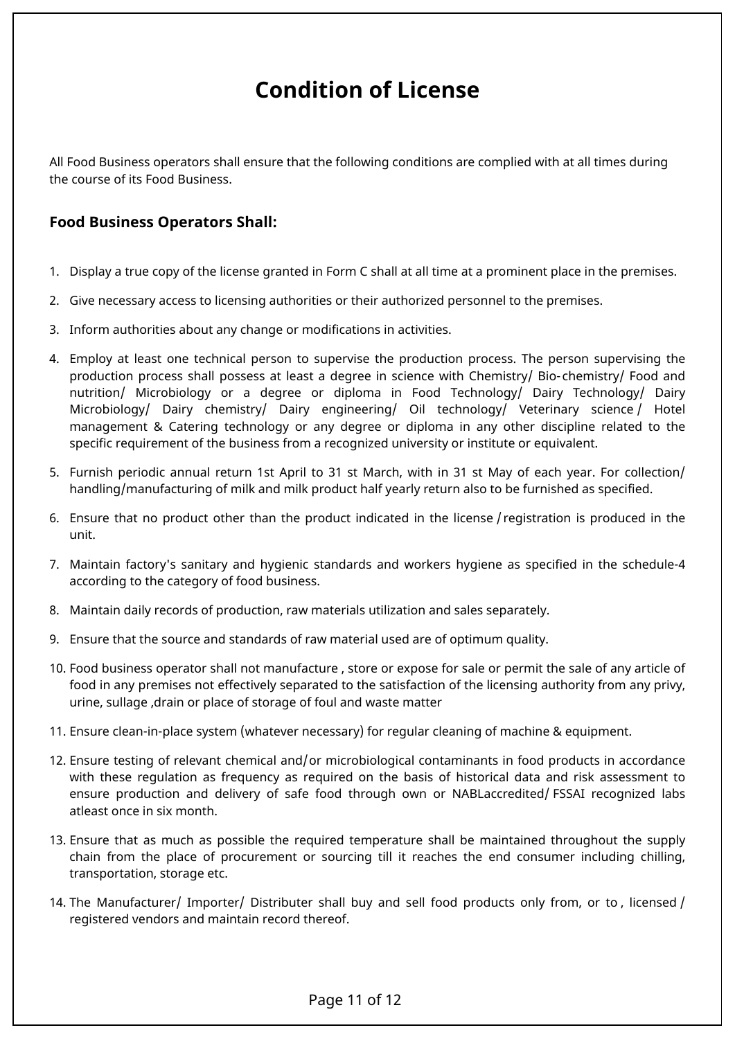# Condition of License

All Food Business operators shall ensure that the following conditions are complied with at all times during the course of its Food Business.

### Food Business Operators Shall:

1. Display a true copy of the license granted in Form C shall at all time at a prominent place in the premises.
2. Give necessary access to licensing authorities or their authorized personnel to the premises.
3. Inform authorities about any change or modifications in activities.
4. Employ at least one technical person to supervise the production process. The person supervising the production process shall possess at least a degree in science with Chemistry/ Bio-chemistry/ Food and nutrition/ Microbiology or a degree or diploma in Food Technology/ Dairy Technology/ Dairy Microbiology/ Dairy chemistry/ Dairy engineering/ Oil technology/ Veterinary science / Hotel management & Catering technology or any degree or diploma in any other discipline related to the specific requirement of the business from a recognized university or institute or equivalent.
5. Furnish periodic annual return 1st April to 31 st March, with in 31 st May of each year. For collection/ handling/manufacturing of milk and milk product half yearly return also to be furnished as specified.
6. Ensure that no product other than the product indicated in the license / registration is produced in the unit.
7. Maintain factory's sanitary and hygienic standards and workers hygiene as specified in the schedule-4 according to the category of food business.
8. Maintain daily records of production, raw materials utilization and sales separately.
9. Ensure that the source and standards of raw material used are of optimum quality.
10. Food business operator shall not manufacture , store or expose for sale or permit the sale of any article of food in any premises not effectively separated to the satisfaction of the licensing authority from any privy, urine, sullage ,drain or place of storage of foul and waste matter
11. Ensure clean-in-place system (whatever necessary) for regular cleaning of machine & equipment.
12. Ensure testing of relevant chemical and/or microbiological contaminants in food products in accordance with these regulation as frequency as required on the basis of historical data and risk assessment to ensure production and delivery of safe food through own or NABLaccredited/ FSSAI recognized labs atleast once in six month.
13. Ensure that as much as possible the required temperature shall be maintained throughout the supply chain from the place of procurement or sourcing till it reaches the end consumer including chilling, transportation, storage etc.
14. The Manufacturer/ Importer/ Distributer shall buy and sell food products only from, or to , licensed / registered vendors and maintain record thereof.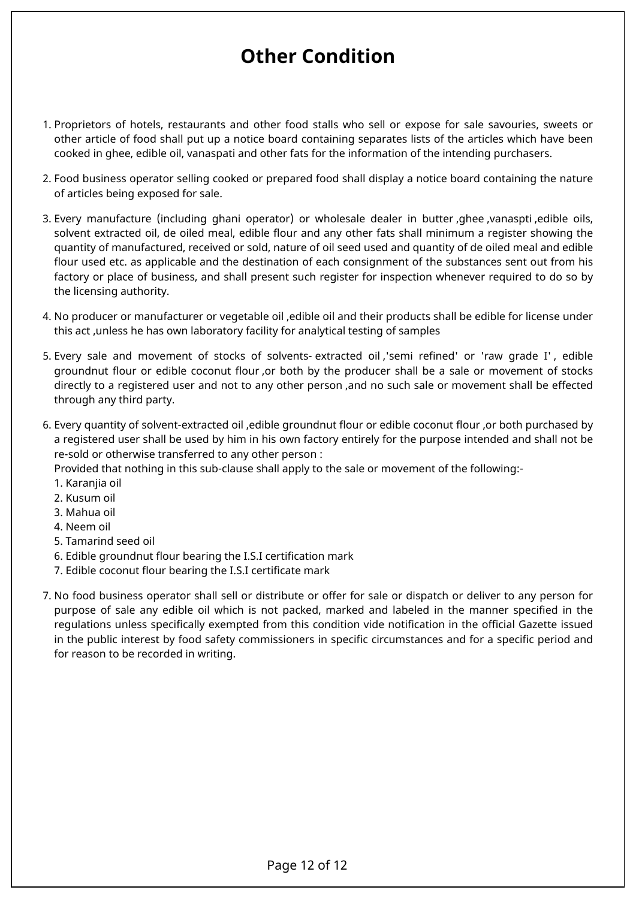# Other Condition

1. Proprietors of hotels, restaurants and other food stalls who sell or expose for sale savouries, sweets or other article of food shall put up a notice board containing separates lists of the articles which have been cooked in ghee, edible oil, vanaspati and other fats for the information of the intending purchasers.
2. Food business operator selling cooked or prepared food shall display a notice board containing the nature of articles being exposed for sale.
3. Every manufacture (including ghani operator) or wholesale dealer in butter ,ghee ,vanaspti ,edible oils, solvent extracted oil, de oiled meal, edible flour and any other fats shall minimum a register showing the quantity of manufactured, received or sold, nature of oil seed used and quantity of de oiled meal and edible flour used etc. as applicable and the destination of each consignment of the substances sent out from his factory or place of business, and shall present such register for inspection whenever required to do so by the licensing authority.
4. No producer or manufacturer or vegetable oil ,edible oil and their products shall be edible for license under this act ,unless he has own laboratory facility for analytical testing of samples
5. Every sale and movement of stocks of solvents- extracted oil ,'semi refined' or 'raw grade I' , edible groundnut flour or edible coconut flour ,or both by the producer shall be a sale or movement of stocks directly to a registered user and not to any other person ,and no such sale or movement shall be effected through any third party.
6. Every quantity of solvent-extracted oil ,edible groundnut flour or edible coconut flour ,or both purchased by a registered user shall be used by him in his own factory entirely for the purpose intended and shall not be re-sold or otherwise transferred to any other person :
   Provided that nothing in this sub-clause shall apply to the sale or movement of the following:-
   1. Karanjia oil
   2. Kusum oil
   3. Mahua oil
   4. Neem oil
   5. Tamarind seed oil
   6. Edible groundnut flour bearing the I.S.I certification mark
   7. Edible coconut flour bearing the I.S.I certificate mark
7. No food business operator shall sell or distribute or offer for sale or dispatch or deliver to any person for purpose of sale any edible oil which is not packed, marked and labeled in the manner specified in the regulations unless specifically exempted from this condition vide notification in the official Gazette issued in the public interest by food safety commissioners in specific circumstances and for a specific period and for reason to be recorded in writing.